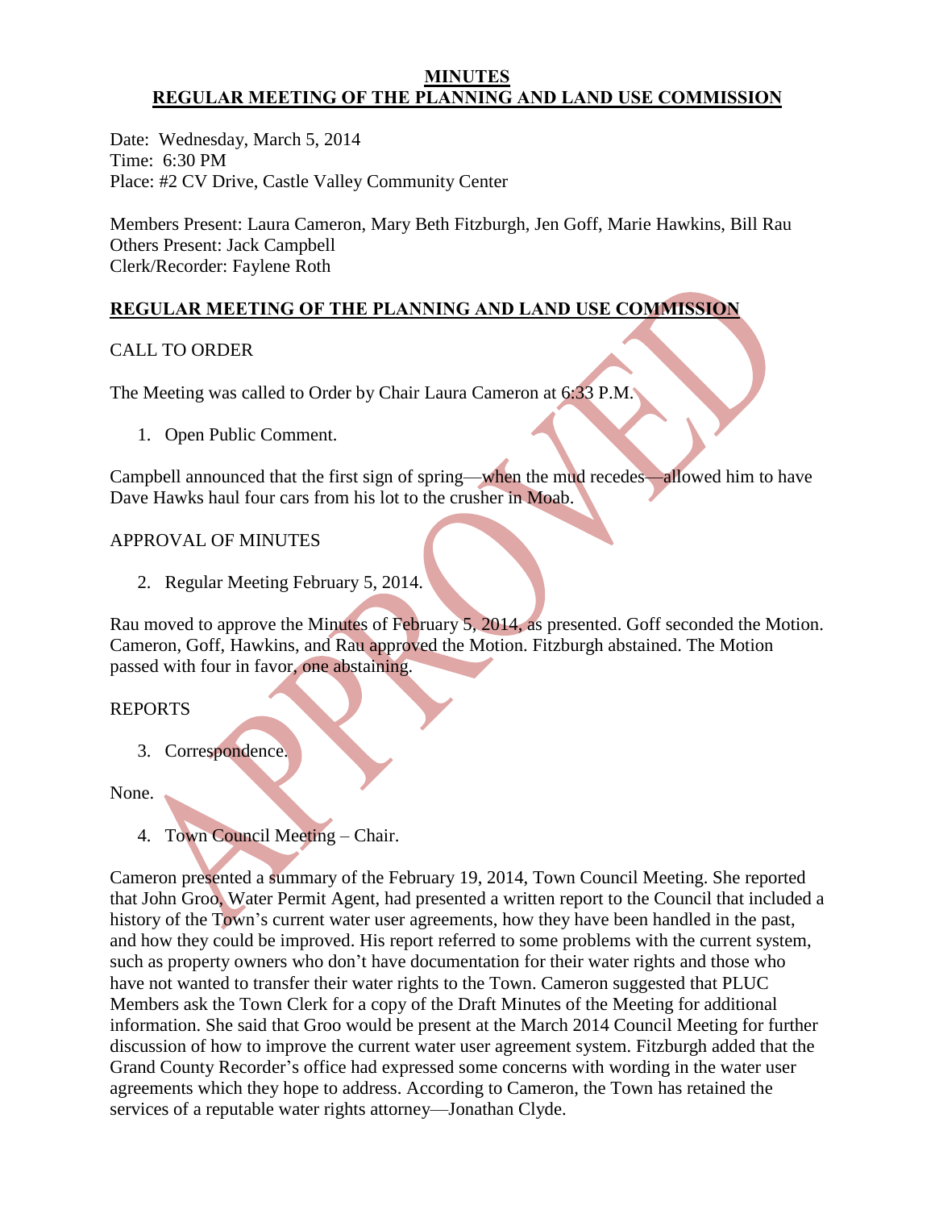# MINUTES
# REGULAR MEETING OF THE PLANNING AND LAND USE COMMISSION

Date: Wednesday, March 5, 2014
Time: 6:30 PM
Place: #2 CV Drive, Castle Valley Community Center

Members Present: Laura Cameron, Mary Beth Fitzburgh, Jen Goff, Marie Hawkins, Bill Rau
Others Present: Jack Campbell
Clerk/Recorder: Faylene Roth

## REGULAR MEETING OF THE PLANNING AND LAND USE COMMISSION

CALL TO ORDER

The Meeting was called to Order by Chair Laura Cameron at 6:33 P.M.

1. Open Public Comment.

Campbell announced that the first sign of spring—when the mud recedes—allowed him to have Dave Hawks haul four cars from his lot to the crusher in Moab.

APPROVAL OF MINUTES

2. Regular Meeting February 5, 2014.

Rau moved to approve the Minutes of February 5, 2014, as presented. Goff seconded the Motion. Cameron, Goff, Hawkins, and Rau approved the Motion. Fitzburgh abstained. The Motion passed with four in favor, one abstaining.

REPORTS

3. Correspondence.

None.

4. Town Council Meeting – Chair.

Cameron presented a summary of the February 19, 2014, Town Council Meeting. She reported that John Groo, Water Permit Agent, had presented a written report to the Council that included a history of the Town's current water user agreements, how they have been handled in the past, and how they could be improved. His report referred to some problems with the current system, such as property owners who don't have documentation for their water rights and those who have not wanted to transfer their water rights to the Town. Cameron suggested that PLUC Members ask the Town Clerk for a copy of the Draft Minutes of the Meeting for additional information. She said that Groo would be present at the March 2014 Council Meeting for further discussion of how to improve the current water user agreement system. Fitzburgh added that the Grand County Recorder's office had expressed some concerns with wording in the water user agreements which they hope to address. According to Cameron, the Town has retained the services of a reputable water rights attorney—Jonathan Clyde.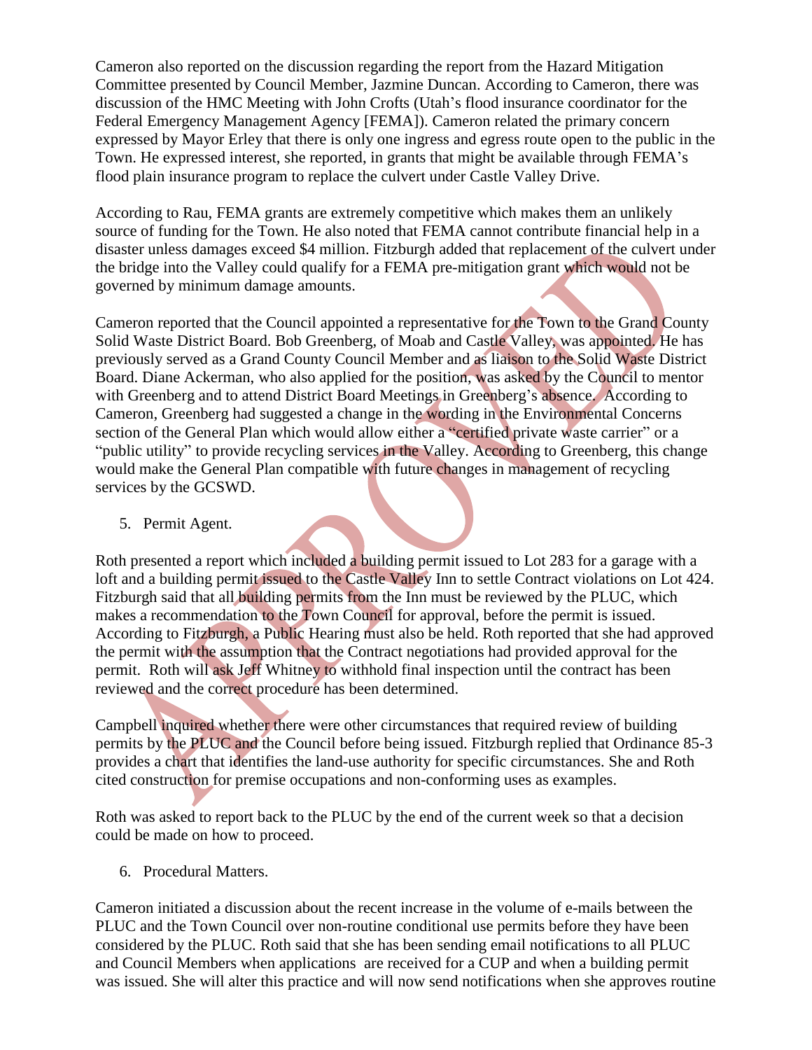Cameron also reported on the discussion regarding the report from the Hazard Mitigation Committee presented by Council Member, Jazmine Duncan. According to Cameron, there was discussion of the HMC Meeting with John Crofts (Utah's flood insurance coordinator for the Federal Emergency Management Agency [FEMA]). Cameron related the primary concern expressed by Mayor Erley that there is only one ingress and egress route open to the public in the Town. He expressed interest, she reported, in grants that might be available through FEMA's flood plain insurance program to replace the culvert under Castle Valley Drive.

According to Rau, FEMA grants are extremely competitive which makes them an unlikely source of funding for the Town. He also noted that FEMA cannot contribute financial help in a disaster unless damages exceed $4 million. Fitzburgh added that replacement of the culvert under the bridge into the Valley could qualify for a FEMA pre-mitigation grant which would not be governed by minimum damage amounts.

Cameron reported that the Council appointed a representative for the Town to the Grand County Solid Waste District Board. Bob Greenberg, of Moab and Castle Valley, was appointed. He has previously served as a Grand County Council Member and as liaison to the Solid Waste District Board. Diane Ackerman, who also applied for the position, was asked by the Council to mentor with Greenberg and to attend District Board Meetings in Greenberg's absence. According to Cameron, Greenberg had suggested a change in the wording in the Environmental Concerns section of the General Plan which would allow either a "certified private waste carrier" or a "public utility" to provide recycling services in the Valley. According to Greenberg, this change would make the General Plan compatible with future changes in management of recycling services by the GCSWD.

5. Permit Agent.

Roth presented a report which included a building permit issued to Lot 283 for a garage with a loft and a building permit issued to the Castle Valley Inn to settle Contract violations on Lot 424. Fitzburgh said that all building permits from the Inn must be reviewed by the PLUC, which makes a recommendation to the Town Council for approval, before the permit is issued. According to Fitzburgh, a Public Hearing must also be held. Roth reported that she had approved the permit with the assumption that the Contract negotiations had provided approval for the permit. Roth will ask Jeff Whitney to withhold final inspection until the contract has been reviewed and the correct procedure has been determined.

Campbell inquired whether there were other circumstances that required review of building permits by the PLUC and the Council before being issued. Fitzburgh replied that Ordinance 85-3 provides a chart that identifies the land-use authority for specific circumstances. She and Roth cited construction for premise occupations and non-conforming uses as examples.

Roth was asked to report back to the PLUC by the end of the current week so that a decision could be made on how to proceed.

6. Procedural Matters.

Cameron initiated a discussion about the recent increase in the volume of e-mails between the PLUC and the Town Council over non-routine conditional use permits before they have been considered by the PLUC. Roth said that she has been sending email notifications to all PLUC and Council Members when applications are received for a CUP and when a building permit was issued. She will alter this practice and will now send notifications when she approves routine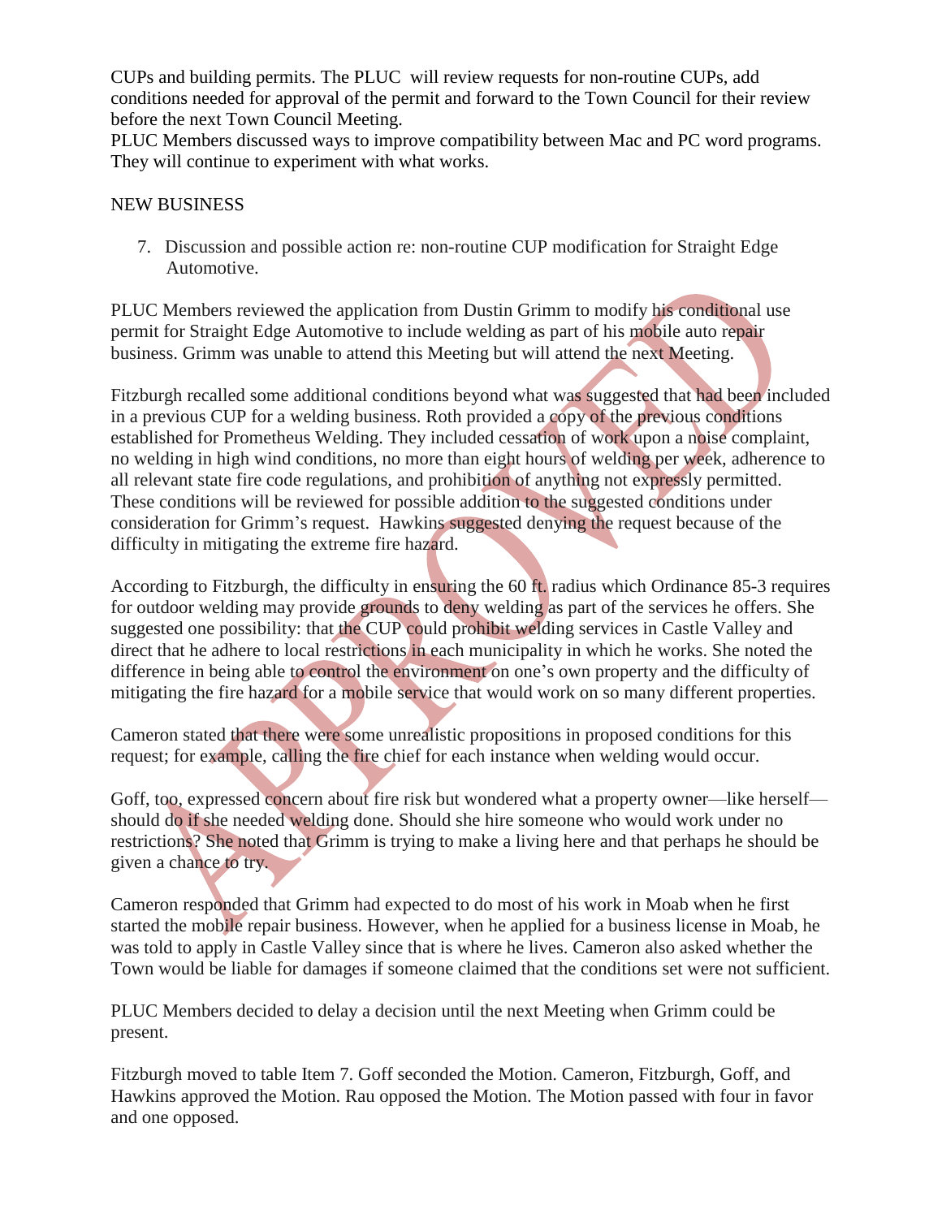CUPs and building permits. The PLUC will review requests for non-routine CUPs, add conditions needed for approval of the permit and forward to the Town Council for their review before the next Town Council Meeting.
PLUC Members discussed ways to improve compatibility between Mac and PC word programs. They will continue to experiment with what works.

NEW BUSINESS

7. Discussion and possible action re: non-routine CUP modification for Straight Edge Automotive.

PLUC Members reviewed the application from Dustin Grimm to modify his conditional use permit for Straight Edge Automotive to include welding as part of his mobile auto repair business. Grimm was unable to attend this Meeting but will attend the next Meeting.

Fitzburgh recalled some additional conditions beyond what was suggested that had been included in a previous CUP for a welding business. Roth provided a copy of the previous conditions established for Prometheus Welding. They included cessation of work upon a noise complaint, no welding in high wind conditions, no more than eight hours of welding per week, adherence to all relevant state fire code regulations, and prohibition of anything not expressly permitted. These conditions will be reviewed for possible addition to the suggested conditions under consideration for Grimm's request. Hawkins suggested denying the request because of the difficulty in mitigating the extreme fire hazard.

According to Fitzburgh, the difficulty in ensuring the 60 ft. radius which Ordinance 85-3 requires for outdoor welding may provide grounds to deny welding as part of the services he offers. She suggested one possibility: that the CUP could prohibit welding services in Castle Valley and direct that he adhere to local restrictions in each municipality in which he works. She noted the difference in being able to control the environment on one's own property and the difficulty of mitigating the fire hazard for a mobile service that would work on so many different properties.

Cameron stated that there were some unrealistic propositions in proposed conditions for this request; for example, calling the fire chief for each instance when welding would occur.

Goff, too, expressed concern about fire risk but wondered what a property owner—like herself—should do if she needed welding done. Should she hire someone who would work under no restrictions? She noted that Grimm is trying to make a living here and that perhaps he should be given a chance to try.

Cameron responded that Grimm had expected to do most of his work in Moab when he first started the mobile repair business. However, when he applied for a business license in Moab, he was told to apply in Castle Valley since that is where he lives. Cameron also asked whether the Town would be liable for damages if someone claimed that the conditions set were not sufficient.

PLUC Members decided to delay a decision until the next Meeting when Grimm could be present.

Fitzburgh moved to table Item 7. Goff seconded the Motion. Cameron, Fitzburgh, Goff, and Hawkins approved the Motion. Rau opposed the Motion. The Motion passed with four in favor and one opposed.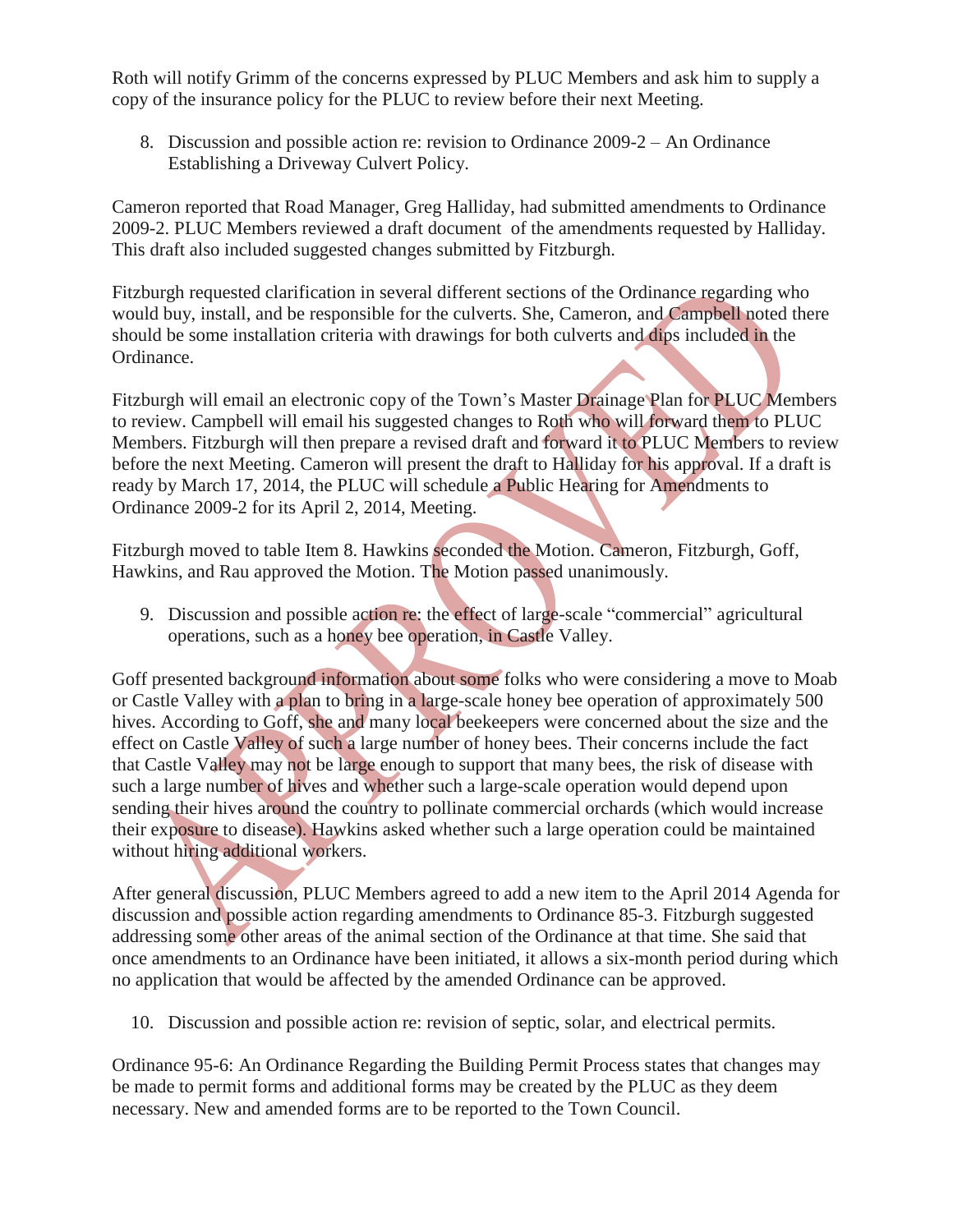Roth will notify Grimm of the concerns expressed by PLUC Members and ask him to supply a copy of the insurance policy for the PLUC to review before their next Meeting.

8. Discussion and possible action re: revision to Ordinance 2009-2 – An Ordinance Establishing a Driveway Culvert Policy.

Cameron reported that Road Manager, Greg Halliday, had submitted amendments to Ordinance 2009-2. PLUC Members reviewed a draft document of the amendments requested by Halliday. This draft also included suggested changes submitted by Fitzburgh.

Fitzburgh requested clarification in several different sections of the Ordinance regarding who would buy, install, and be responsible for the culverts. She, Cameron, and Campbell noted there should be some installation criteria with drawings for both culverts and dips included in the Ordinance.

Fitzburgh will email an electronic copy of the Town's Master Drainage Plan for PLUC Members to review. Campbell will email his suggested changes to Roth who will forward them to PLUC Members. Fitzburgh will then prepare a revised draft and forward it to PLUC Members to review before the next Meeting. Cameron will present the draft to Halliday for his approval. If a draft is ready by March 17, 2014, the PLUC will schedule a Public Hearing for Amendments to Ordinance 2009-2 for its April 2, 2014, Meeting.

Fitzburgh moved to table Item 8. Hawkins seconded the Motion. Cameron, Fitzburgh, Goff, Hawkins, and Rau approved the Motion. The Motion passed unanimously.

9. Discussion and possible action re: the effect of large-scale "commercial" agricultural operations, such as a honey bee operation, in Castle Valley.

Goff presented background information about some folks who were considering a move to Moab or Castle Valley with a plan to bring in a large-scale honey bee operation of approximately 500 hives. According to Goff, she and many local beekeepers were concerned about the size and the effect on Castle Valley of such a large number of honey bees. Their concerns include the fact that Castle Valley may not be large enough to support that many bees, the risk of disease with such a large number of hives and whether such a large-scale operation would depend upon sending their hives around the country to pollinate commercial orchards (which would increase their exposure to disease). Hawkins asked whether such a large operation could be maintained without hiring additional workers.

After general discussion, PLUC Members agreed to add a new item to the April 2014 Agenda for discussion and possible action regarding amendments to Ordinance 85-3. Fitzburgh suggested addressing some other areas of the animal section of the Ordinance at that time. She said that once amendments to an Ordinance have been initiated, it allows a six-month period during which no application that would be affected by the amended Ordinance can be approved.

10. Discussion and possible action re: revision of septic, solar, and electrical permits.

Ordinance 95-6: An Ordinance Regarding the Building Permit Process states that changes may be made to permit forms and additional forms may be created by the PLUC as they deem necessary. New and amended forms are to be reported to the Town Council.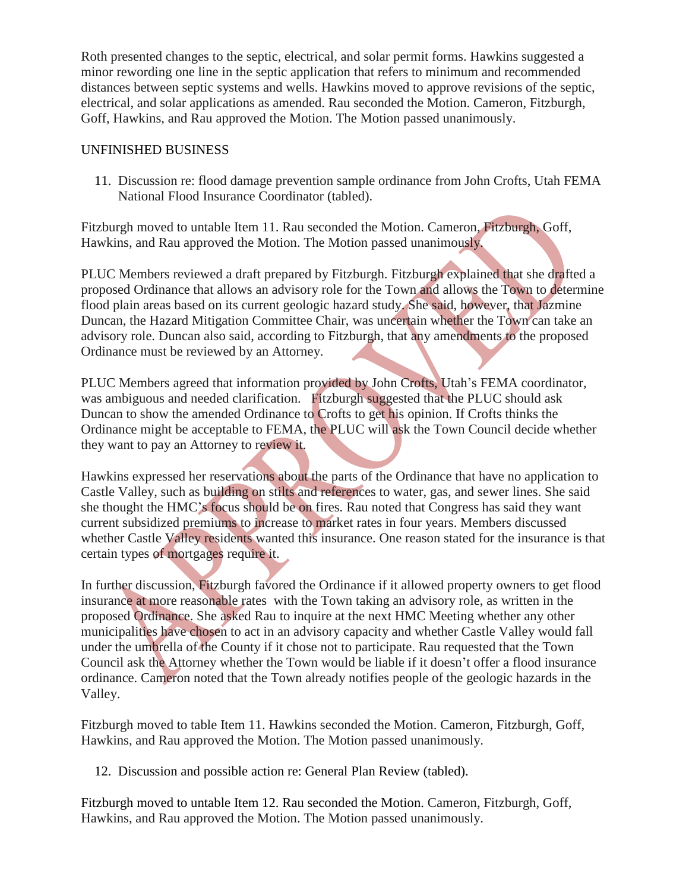Roth presented changes to the septic, electrical, and solar permit forms. Hawkins suggested a minor rewording one line in the septic application that refers to minimum and recommended distances between septic systems and wells. Hawkins moved to approve revisions of the septic, electrical, and solar applications as amended. Rau seconded the Motion. Cameron, Fitzburgh, Goff, Hawkins, and Rau approved the Motion. The Motion passed unanimously.

UNFINISHED BUSINESS

11. Discussion re: flood damage prevention sample ordinance from John Crofts, Utah FEMA National Flood Insurance Coordinator (tabled).

Fitzburgh moved to untable Item 11. Rau seconded the Motion. Cameron, Fitzburgh, Goff, Hawkins, and Rau approved the Motion. The Motion passed unanimously.

PLUC Members reviewed a draft prepared by Fitzburgh. Fitzburgh explained that she drafted a proposed Ordinance that allows an advisory role for the Town and allows the Town to determine flood plain areas based on its current geologic hazard study. She said, however, that Jazmine Duncan, the Hazard Mitigation Committee Chair, was uncertain whether the Town can take an advisory role. Duncan also said, according to Fitzburgh, that any amendments to the proposed Ordinance must be reviewed by an Attorney.

PLUC Members agreed that information provided by John Crofts, Utah's FEMA coordinator, was ambiguous and needed clarification. Fitzburgh suggested that the PLUC should ask Duncan to show the amended Ordinance to Crofts to get his opinion. If Crofts thinks the Ordinance might be acceptable to FEMA, the PLUC will ask the Town Council decide whether they want to pay an Attorney to review it.

Hawkins expressed her reservations about the parts of the Ordinance that have no application to Castle Valley, such as building on stilts and references to water, gas, and sewer lines. She said she thought the HMC's focus should be on fires. Rau noted that Congress has said they want current subsidized premiums to increase to market rates in four years. Members discussed whether Castle Valley residents wanted this insurance. One reason stated for the insurance is that certain types of mortgages require it.

In further discussion, Fitzburgh favored the Ordinance if it allowed property owners to get flood insurance at more reasonable rates with the Town taking an advisory role, as written in the proposed Ordinance. She asked Rau to inquire at the next HMC Meeting whether any other municipalities have chosen to act in an advisory capacity and whether Castle Valley would fall under the umbrella of the County if it chose not to participate. Rau requested that the Town Council ask the Attorney whether the Town would be liable if it doesn't offer a flood insurance ordinance. Cameron noted that the Town already notifies people of the geologic hazards in the Valley.

Fitzburgh moved to table Item 11. Hawkins seconded the Motion. Cameron, Fitzburgh, Goff, Hawkins, and Rau approved the Motion. The Motion passed unanimously.

12. Discussion and possible action re: General Plan Review (tabled).

Fitzburgh moved to untable Item 12. Rau seconded the Motion. Cameron, Fitzburgh, Goff, Hawkins, and Rau approved the Motion. The Motion passed unanimously.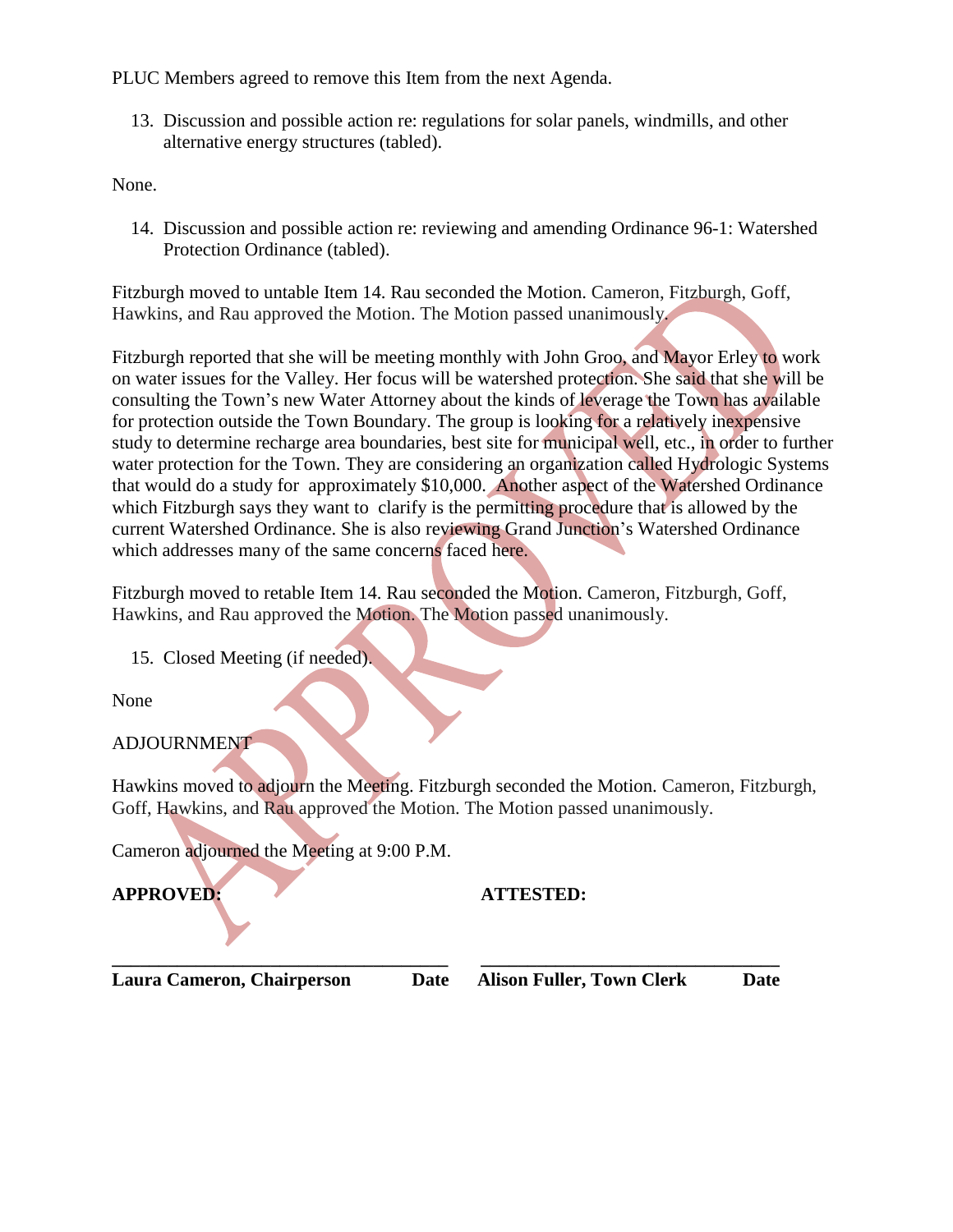PLUC Members agreed to remove this Item from the next Agenda.

13. Discussion and possible action re: regulations for solar panels, windmills, and other alternative energy structures (tabled).

None.

14. Discussion and possible action re: reviewing and amending Ordinance 96-1: Watershed Protection Ordinance (tabled).

Fitzburgh moved to untable Item 14. Rau seconded the Motion. Cameron, Fitzburgh, Goff, Hawkins, and Rau approved the Motion. The Motion passed unanimously.

Fitzburgh reported that she will be meeting monthly with John Groo, and Mayor Erley to work on water issues for the Valley. Her focus will be watershed protection. She said that she will be consulting the Town's new Water Attorney about the kinds of leverage the Town has available for protection outside the Town Boundary. The group is looking for a relatively inexpensive study to determine recharge area boundaries, best site for municipal well, etc., in order to further water protection for the Town. They are considering an organization called Hydrologic Systems that would do a study for approximately $10,000. Another aspect of the Watershed Ordinance which Fitzburgh says they want to clarify is the permitting procedure that is allowed by the current Watershed Ordinance. She is also reviewing Grand Junction's Watershed Ordinance which addresses many of the same concerns faced here.

Fitzburgh moved to retable Item 14. Rau seconded the Motion. Cameron, Fitzburgh, Goff, Hawkins, and Rau approved the Motion. The Motion passed unanimously.

15. Closed Meeting (if needed).

None

ADJOURNMENT

Hawkins moved to adjourn the Meeting. Fitzburgh seconded the Motion. Cameron, Fitzburgh, Goff, Hawkins, and Rau approved the Motion. The Motion passed unanimously.

Cameron adjourned the Meeting at 9:00 P.M.

**APPROVED:** **ATTESTED:**

\_\_\_\_\_\_\_\_\_\_\_\_\_\_\_\_\_\_\_\_\_\_\_\_\_\_\_\_\_\_\_\_\_\_\_ \_\_\_\_\_\_\_\_\_\_\_\_\_\_\_\_\_\_\_\_\_\_\_\_\_\_\_\_\_\_\_\_\_\_\_

**Laura Cameron, Chairperson Date** **Alison Fuller, Town Clerk Date**

APPROVED